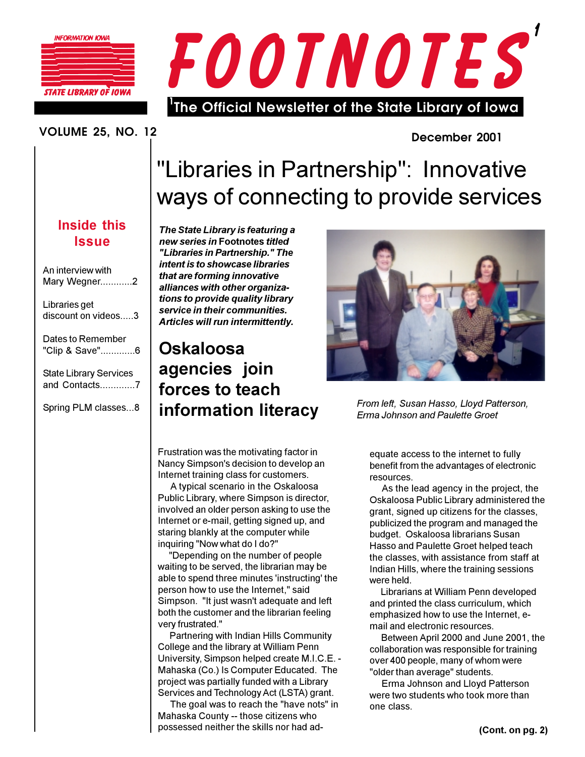INFORMATION IOWA

STATE LIBRARY OF IOWA

# FOOTNOTES[1]

[1]The Official Newsletter of the State Library of Iowa

VOLUME 25, NO. 12

December 2001

## Inside this Issue

An interview with Mary Wegner............2

Libraries get discount on videos.....3

Dates to Remember "Clip & Save".............6

State Library Services and Contacts.............7

Spring PLM classes...8

# "Libraries in Partnership": Innovative ways of connecting to provide services

***The State Library is featuring a new series in* Footnotes *titled "Libraries in Partnership." The intent is to showcase libraries that are forming innovative alliances with other organizations to provide quality library service in their communities. Articles will run intermittently.***

## Oskaloosa agencies join forces to teach information literacy

*From left, Susan Hasso, Lloyd Patterson, Erma Johnson and Paulette Groet*

Frustration was the motivating factor in Nancy Simpson's decision to develop an Internet training class for customers.

A typical scenario in the Oskaloosa Public Library, where Simpson is director, involved an older person asking to use the Internet or e-mail, getting signed up, and staring blankly at the computer while inquiring "Now what do I do?"

"Depending on the number of people waiting to be served, the librarian may be able to spend three minutes 'instructing' the person how to use the Internet," said Simpson. "It just wasn't adequate and left both the customer and the librarian feeling very frustrated."

Partnering with Indian Hills Community College and the library at William Penn University, Simpson helped create M.I.C.E. - Mahaska (Co.) Is Computer Educated. The project was partially funded with a Library Services and Technology Act (LSTA) grant.

The goal was to reach the "have nots" in Mahaska County -- those citizens who possessed neither the skills nor had adequate access to the internet to fully benefit from the advantages of electronic resources.

As the lead agency in the project, the Oskaloosa Public Library administered the grant, signed up citizens for the classes, publicized the program and managed the budget. Oskaloosa librarians Susan Hasso and Paulette Groet helped teach the classes, with assistance from staff at Indian Hills, where the training sessions were held.

Librarians at William Penn developed and printed the class curriculum, which emphasized how to use the Internet, e-mail and electronic resources.

Between April 2000 and June 2001, the collaboration was responsible for training over 400 people, many of whom were "older than average" students.

Erma Johnson and Lloyd Patterson were two students who took more than one class.

**(Cont. on pg. 2)**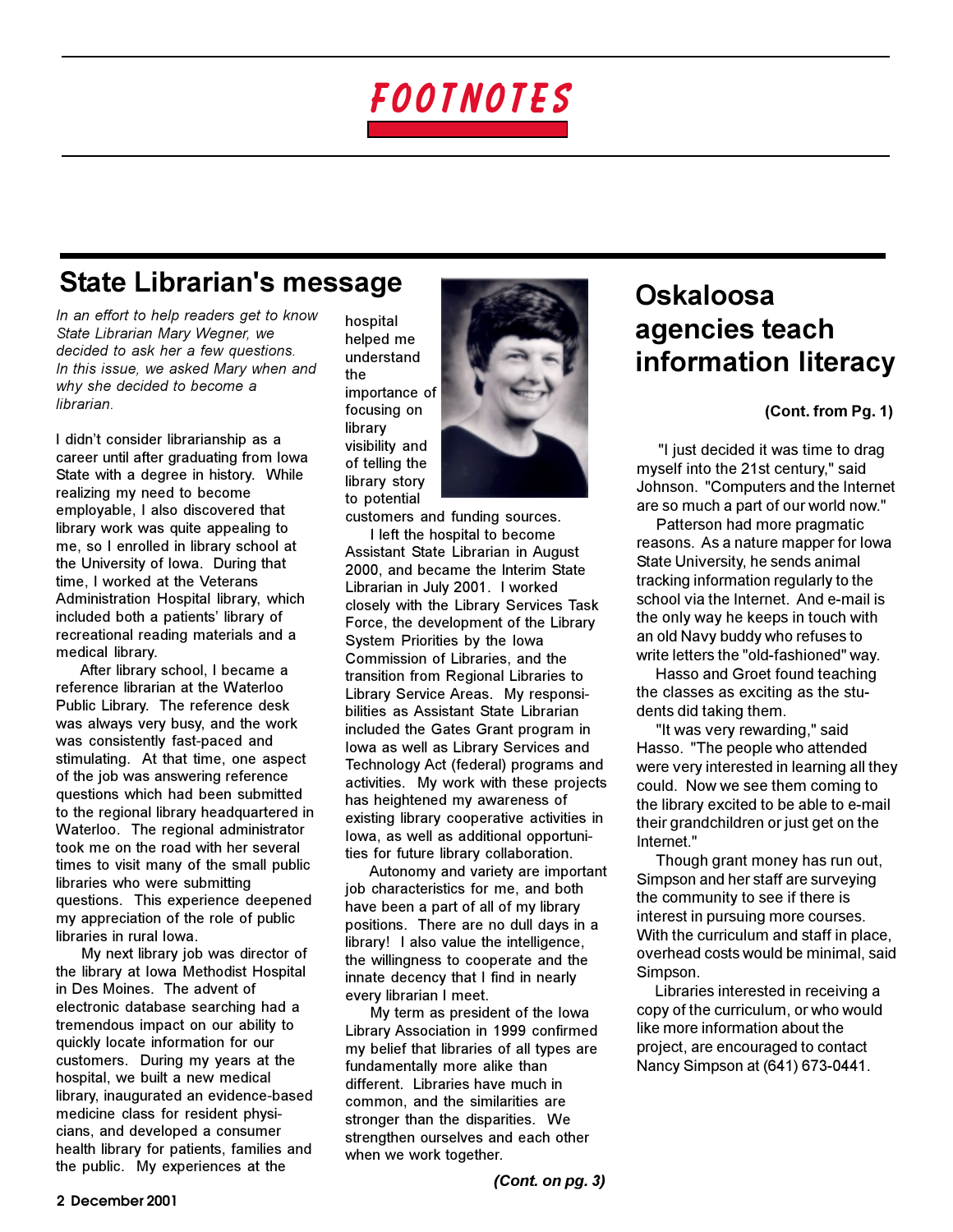# FOOTNOTES

## State Librarian's message

*In an effort to help readers get to know State Librarian Mary Wegner, we decided to ask her a few questions. In this issue, we asked Mary when and why she decided to become a librarian.*

I didn't consider librarianship as a career until after graduating from Iowa State with a degree in history. While realizing my need to become employable, I also discovered that library work was quite appealing to me, so I enrolled in library school at the University of Iowa. During that time, I worked at the Veterans Administration Hospital library, which included both a patients' library of recreational reading materials and a medical library.

After library school, I became a reference librarian at the Waterloo Public Library. The reference desk was always very busy, and the work was consistently fast-paced and stimulating. At that time, one aspect of the job was answering reference questions which had been submitted to the regional library headquartered in Waterloo. The regional administrator took me on the road with her several times to visit many of the small public libraries who were submitting questions. This experience deepened my appreciation of the role of public libraries in rural Iowa.

My next library job was director of the library at Iowa Methodist Hospital in Des Moines. The advent of electronic database searching had a tremendous impact on our ability to quickly locate information for our customers. During my years at the hospital, we built a new medical library, inaugurated an evidence-based medicine class for resident physicians, and developed a consumer health library for patients, families and the public. My experiences at the hospital helped me understand the importance of focusing on library visibility and of telling the library story to potential customers and funding sources.

I left the hospital to become Assistant State Librarian in August 2000, and became the Interim State Librarian in July 2001. I worked closely with the Library Services Task Force, the development of the Library System Priorities by the Iowa Commission of Libraries, and the transition from Regional Libraries to Library Service Areas. My responsibilities as Assistant State Librarian included the Gates Grant program in Iowa as well as Library Services and Technology Act (federal) programs and activities. My work with these projects has heightened my awareness of existing library cooperative activities in Iowa, as well as additional opportunities for future library collaboration.

Autonomy and variety are important job characteristics for me, and both have been a part of all of my library positions. There are no dull days in a library! I also value the intelligence, the willingness to cooperate and the innate decency that I find in nearly every librarian I meet.

My term as president of the Iowa Library Association in 1999 confirmed my belief that libraries of all types are fundamentally more alike than different. Libraries have much in common, and the similarities are stronger than the disparities. We strengthen ourselves and each other when we work together.

***(Cont. on pg. 3)***

## Oskaloosa agencies teach information literacy

**(Cont. from Pg. 1)**

"I just decided it was time to drag myself into the 21st century," said Johnson. "Computers and the Internet are so much a part of our world now."

Patterson had more pragmatic reasons. As a nature mapper for Iowa State University, he sends animal tracking information regularly to the school via the Internet. And e-mail is the only way he keeps in touch with an old Navy buddy who refuses to write letters the "old-fashioned" way.

Hasso and Groet found teaching the classes as exciting as the students did taking them.

"It was very rewarding," said Hasso. "The people who attended were very interested in learning all they could. Now we see them coming to the library excited to be able to e-mail their grandchildren or just get on the Internet."

Though grant money has run out, Simpson and her staff are surveying the community to see if there is interest in pursuing more courses. With the curriculum and staff in place, overhead costs would be minimal, said Simpson.

Libraries interested in receiving a copy of the curriculum, or who would like more information about the project, are encouraged to contact Nancy Simpson at (641) 673-0441.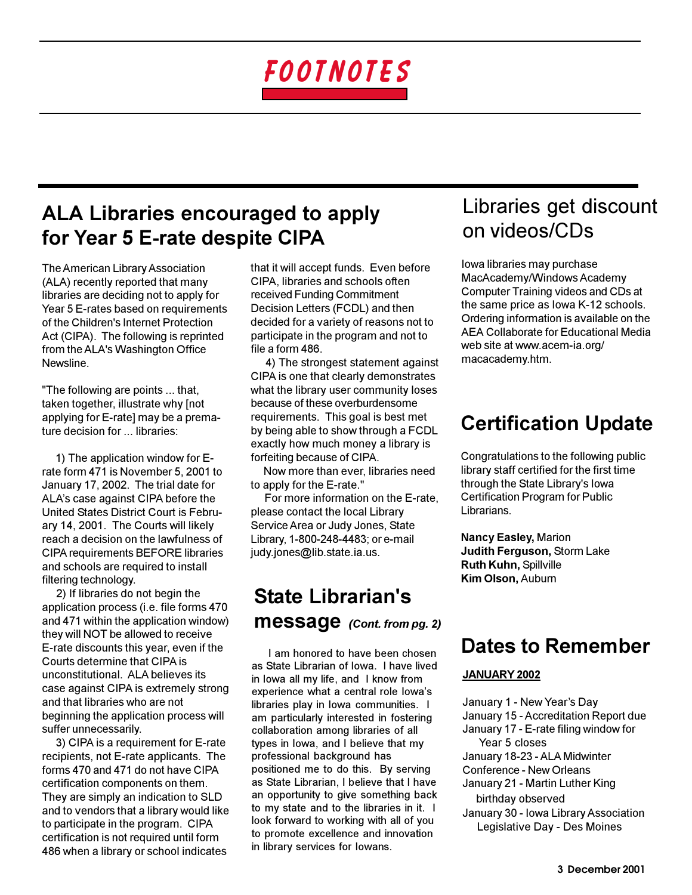# FOOTNOTES

## ALA Libraries encouraged to apply for Year 5 E-rate despite CIPA

The American Library Association (ALA) recently reported that many libraries are deciding not to apply for Year 5 E-rates based on requirements of the Children's Internet Protection Act (CIPA). The following is reprinted from the ALA's Washington Office Newsline.

"The following are points ... that, taken together, illustrate why [not applying for E-rate] may be a premature decision for ... libraries:

1) The application window for E-rate form 471 is November 5, 2001 to January 17, 2002. The trial date for ALA's case against CIPA before the United States District Court is February 14, 2001. The Courts will likely reach a decision on the lawfulness of CIPA requirements BEFORE libraries and schools are required to install filtering technology.

2) If libraries do not begin the application process (i.e. file forms 470 and 471 within the application window) they will NOT be allowed to receive E-rate discounts this year, even if the Courts determine that CIPA is unconstitutional. ALA believes its case against CIPA is extremely strong and that libraries who are not beginning the application process will suffer unnecessarily.

3) CIPA is a requirement for E-rate recipients, not E-rate applicants. The forms 470 and 471 do not have CIPA certification components on them. They are simply an indication to SLD and to vendors that a library would like to participate in the program. CIPA certification is not required until form 486 when a library or school indicates that it will accept funds. Even before CIPA, libraries and schools often received Funding Commitment Decision Letters (FCDL) and then decided for a variety of reasons not to participate in the program and not to file a form 486.

4) The strongest statement against CIPA is one that clearly demonstrates what the library user community loses because of these overburdensome requirements. This goal is best met by being able to show through a FCDL exactly how much money a library is forfeiting because of CIPA.

Now more than ever, libraries need to apply for the E-rate."

For more information on the E-rate, please contact the local Library Service Area or Judy Jones, State Library, 1-800-248-4483; or e-mail judy.jones@lib.state.ia.us.

## State Librarian's message *(Cont. from pg. 2)*

I am honored to have been chosen as State Librarian of Iowa. I have lived in Iowa all my life, and I know from experience what a central role Iowa's libraries play in Iowa communities. I am particularly interested in fostering collaboration among libraries of all types in Iowa, and I believe that my professional background has positioned me to do this. By serving as State Librarian, I believe that I have an opportunity to give something back to my state and to the libraries in it. I look forward to working with all of you to promote excellence and innovation in library services for Iowans.

## Libraries get discount on videos/CDs

Iowa libraries may purchase MacAcademy/Windows Academy Computer Training videos and CDs at the same price as Iowa K-12 schools. Ordering information is available on the AEA Collaborate for Educational Media web site at www.acem-ia.org/macacademy.htm.

## Certification Update

Congratulations to the following public library staff certified for the first time through the State Library's Iowa Certification Program for Public Librarians.

**Nancy Easley,** Marion
**Judith Ferguson,** Storm Lake
**Ruth Kuhn,** Spillville
**Kim Olson,** Auburn

## Dates to Remember

**JANUARY 2002**

January 1 - New Year's Day
January 15 - Accreditation Report due
January 17 - E-rate filing window for Year 5 closes
January 18-23 - ALA Midwinter Conference - New Orleans
January 21 - Martin Luther King birthday observed
January 30 - Iowa Library Association Legislative Day - Des Moines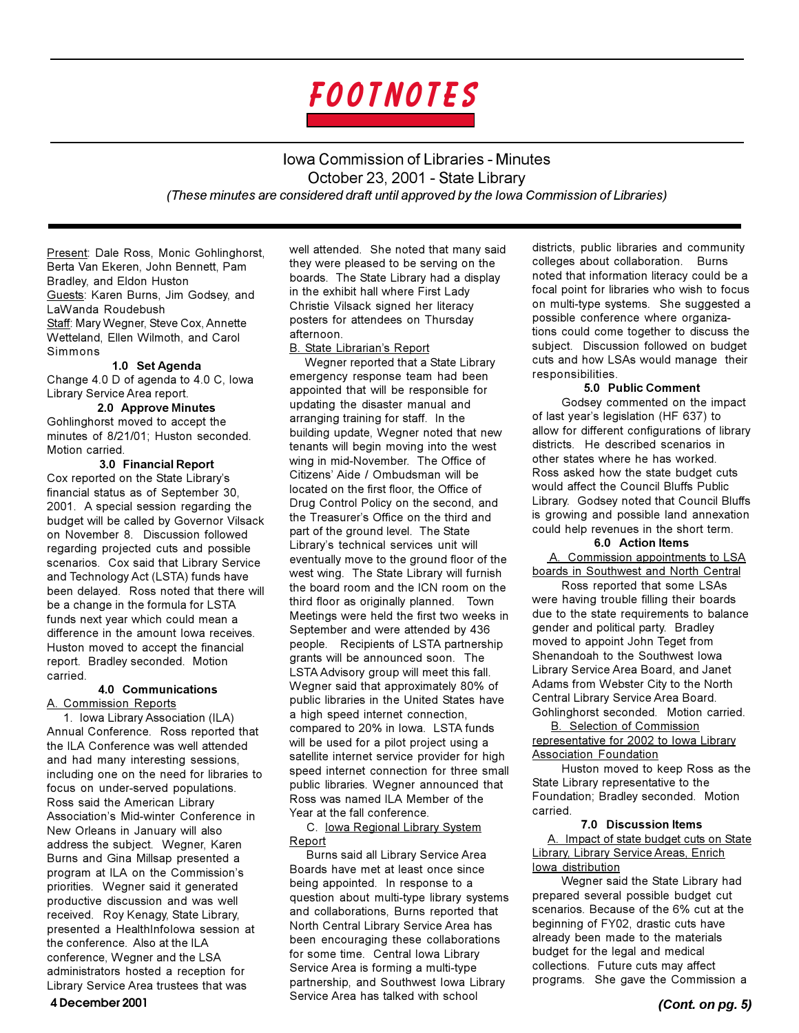# FOOTNOTES

## Iowa Commission of Libraries - Minutes
## October 23, 2001 - State Library

*(These minutes are considered draft until approved by the Iowa Commission of Libraries)*

Present: Dale Ross, Monic Gohlinghorst, Berta Van Ekeren, John Bennett, Pam Bradley, and Eldon Huston
Guests: Karen Burns, Jim Godsey, and LaWanda Roudebush
Staff: Mary Wegner, Steve Cox, Annette Wetteland, Ellen Wilmoth, and Carol Simmons

### 1.0 Set Agenda

Change 4.0 D of agenda to 4.0 C, Iowa Library Service Area report.

### 2.0 Approve Minutes

Gohlinghorst moved to accept the minutes of 8/21/01; Huston seconded. Motion carried.

### 3.0 Financial Report

Cox reported on the State Library's financial status as of September 30, 2001. A special session regarding the budget will be called by Governor Vilsack on November 8. Discussion followed regarding projected cuts and possible scenarios. Cox said that Library Service and Technology Act (LSTA) funds have been delayed. Ross noted that there will be a change in the formula for LSTA funds next year which could mean a difference in the amount Iowa receives. Huston moved to accept the financial report. Bradley seconded. Motion carried.

### 4.0 Communications

A. Commission Reports

1. Iowa Library Association (ILA) Annual Conference. Ross reported that the ILA Conference was well attended and had many interesting sessions, including one on the need for libraries to focus on under-served populations. Ross said the American Library Association's Mid-winter Conference in New Orleans in January will also address the subject. Wegner, Karen Burns and Gina Millsap presented a program at ILA on the Commission's priorities. Wegner said it generated productive discussion and was well received. Roy Kenagy, State Library, presented a HealthInfoIowa session at the conference. Also at the ILA conference, Wegner and the LSA administrators hosted a reception for Library Service Area trustees that was well attended. She noted that many said they were pleased to be serving on the boards. The State Library had a display in the exhibit hall where First Lady Christie Vilsack signed her literacy posters for attendees on Thursday afternoon.

B. State Librarian's Report

Wegner reported that a State Library emergency response team had been appointed that will be responsible for updating the disaster manual and arranging training for staff. In the building update, Wegner noted that new tenants will begin moving into the west wing in mid-November. The Office of Citizens' Aide / Ombudsman will be located on the first floor, the Office of Drug Control Policy on the second, and the Treasurer's Office on the third and part of the ground level. The State Library's technical services unit will eventually move to the ground floor of the west wing. The State Library will furnish the board room and the ICN room on the third floor as originally planned. Town Meetings were held the first two weeks in September and were attended by 436 people. Recipients of LSTA partnership grants will be announced soon. The LSTA Advisory group will meet this fall. Wegner said that approximately 80% of public libraries in the United States have a high speed internet connection, compared to 20% in Iowa. LSTA funds will be used for a pilot project using a satellite internet service provider for high speed internet connection for three small public libraries. Wegner announced that Ross was named ILA Member of the Year at the fall conference.

C. Iowa Regional Library System Report

Burns said all Library Service Area Boards have met at least once since being appointed. In response to a question about multi-type library systems and collaborations, Burns reported that North Central Library Service Area has been encouraging these collaborations for some time. Central Iowa Library Service Area is forming a multi-type partnership, and Southwest Iowa Library Service Area has talked with school districts, public libraries and community colleges about collaboration. Burns noted that information literacy could be a focal point for libraries who wish to focus on multi-type systems. She suggested a possible conference where organizations could come together to discuss the subject. Discussion followed on budget cuts and how LSAs would manage their responsibilities.

### 5.0 Public Comment

Godsey commented on the impact of last year's legislation (HF 637) to allow for different configurations of library districts. He described scenarios in other states where he has worked. Ross asked how the state budget cuts would affect the Council Bluffs Public Library. Godsey noted that Council Bluffs is growing and possible land annexation could help revenues in the short term.

### 6.0 Action Items

A. Commission appointments to LSA boards in Southwest and North Central

Ross reported that some LSAs were having trouble filling their boards due to the state requirements to balance gender and political party. Bradley moved to appoint John Teget from Shenandoah to the Southwest Iowa Library Service Area Board, and Janet Adams from Webster City to the North Central Library Service Area Board. Gohlinghorst seconded. Motion carried.

B. Selection of Commission representative for 2002 to Iowa Library Association Foundation

Huston moved to keep Ross as the State Library representative to the Foundation; Bradley seconded. Motion carried.

### 7.0 Discussion Items

A. Impact of state budget cuts on State Library, Library Service Areas, Enrich Iowa distribution

Wegner said the State Library had prepared several possible budget cut scenarios. Because of the 6% cut at the beginning of FY02, drastic cuts have already been made to the materials budget for the legal and medical collections. Future cuts may affect programs. She gave the Commission a

***(Cont. on pg. 5)***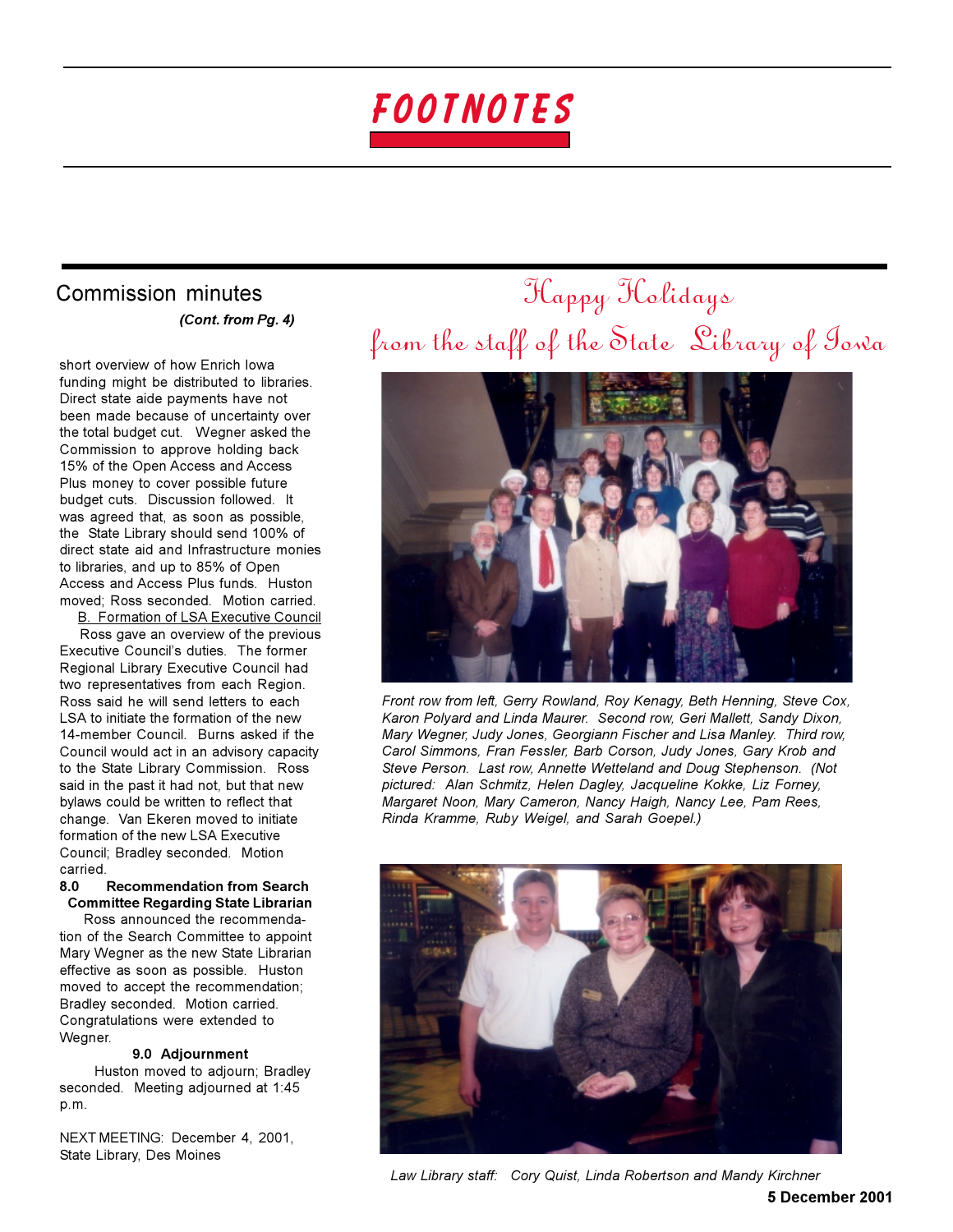# FOOTNOTES

## Commission minutes

***(Cont. from Pg. 4)***

short overview of how Enrich Iowa funding might be distributed to libraries. Direct state aide payments have not been made because of uncertainty over the total budget cut. Wegner asked the Commission to approve holding back 15% of the Open Access and Access Plus money to cover possible future budget cuts. Discussion followed. It was agreed that, as soon as possible, the State Library should send 100% of direct state aid and Infrastructure monies to libraries, and up to 85% of Open Access and Access Plus funds. Huston moved; Ross seconded. Motion carried.

B. Formation of LSA Executive Council

Ross gave an overview of the previous Executive Council's duties. The former Regional Library Executive Council had two representatives from each Region. Ross said he will send letters to each LSA to initiate the formation of the new 14-member Council. Burns asked if the Council would act in an advisory capacity to the State Library Commission. Ross said in the past it had not, but that new bylaws could be written to reflect that change. Van Ekeren moved to initiate formation of the new LSA Executive Council; Bradley seconded. Motion carried.

**8.0 Recommendation from Search Committee Regarding State Librarian**

Ross announced the recommendation of the Search Committee to appoint Mary Wegner as the new State Librarian effective as soon as possible. Huston moved to accept the recommendation; Bradley seconded. Motion carried. Congratulations were extended to Wegner.

**9.0 Adjournment**

Huston moved to adjourn; Bradley seconded. Meeting adjourned at 1:45 p.m.

NEXT MEETING: December 4, 2001, State Library, Des Moines

## Happy Holidays from the staff of the State Library of Iowa

*Front row from left, Gerry Rowland, Roy Kenagy, Beth Henning, Steve Cox, Karon Polyard and Linda Maurer. Second row, Geri Mallett, Sandy Dixon, Mary Wegner, Judy Jones, Georgiann Fischer and Lisa Manley. Third row, Carol Simmons, Fran Fessler, Barb Corson, Judy Jones, Gary Krob and Steve Person. Last row, Annette Wetteland and Doug Stephenson. (Not pictured: Alan Schmitz, Helen Dagley, Jacqueline Kokke, Liz Forney, Margaret Noon, Mary Cameron, Nancy Haigh, Nancy Lee, Pam Rees, Rinda Kramme, Ruby Weigel, and Sarah Goepel.)*

*Law Library staff: Cory Quist, Linda Robertson and Mandy Kirchner*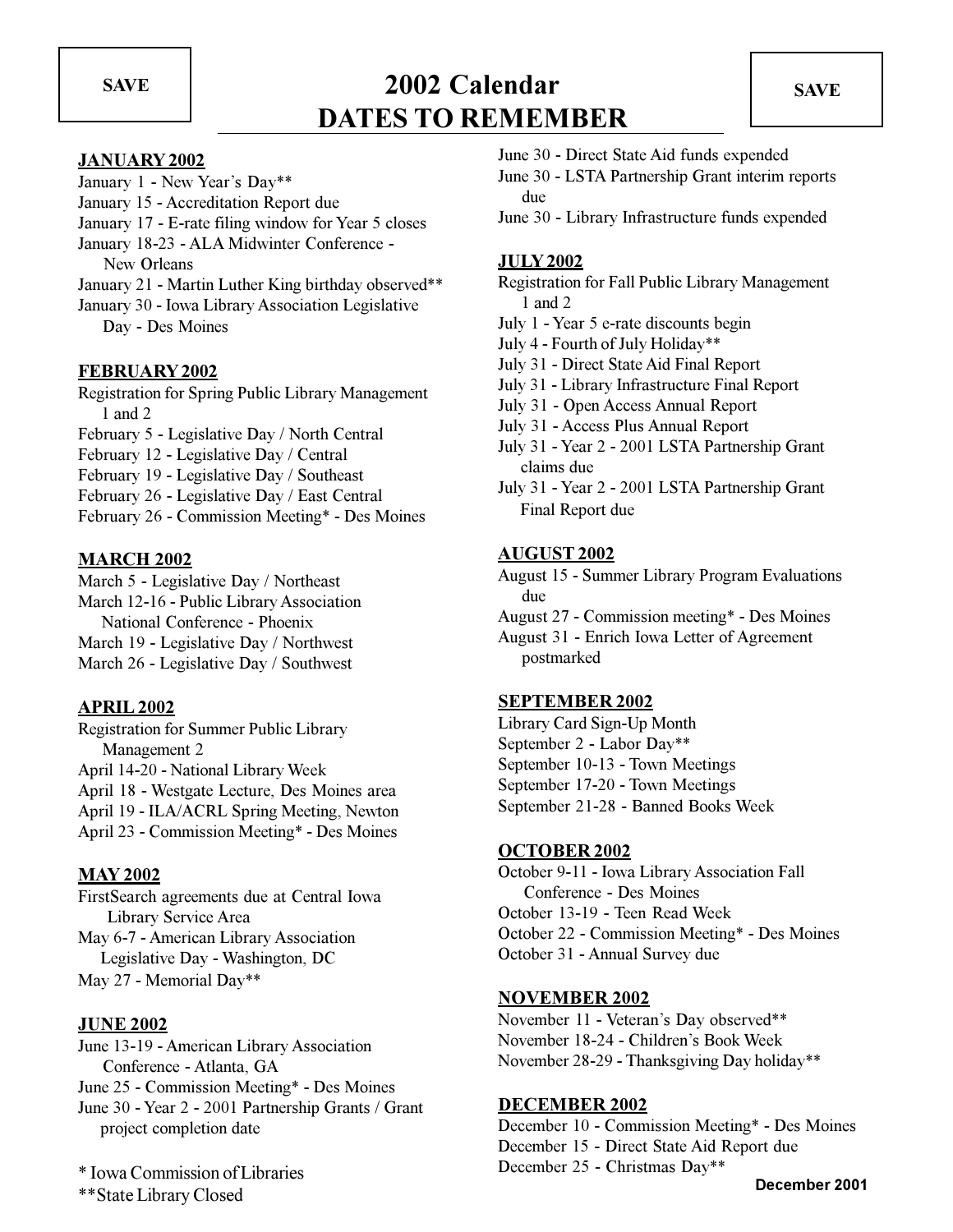SAVE

# 2002 Calendar
# DATES TO REMEMBER

SAVE

**JANUARY 2002**

January 1 - New Year's Day**
January 15 - Accreditation Report due
January 17 - E-rate filing window for Year 5 closes
January 18-23 - ALA Midwinter Conference - New Orleans
January 21 - Martin Luther King birthday observed**
January 30 - Iowa Library Association Legislative Day - Des Moines

**FEBRUARY 2002**

Registration for Spring Public Library Management 1 and 2
February 5 - Legislative Day / North Central
February 12 - Legislative Day / Central
February 19 - Legislative Day / Southeast
February 26 - Legislative Day / East Central
February 26 - Commission Meeting* - Des Moines

**MARCH 2002**

March 5 - Legislative Day / Northeast
March 12-16 - Public Library Association National Conference - Phoenix
March 19 - Legislative Day / Northwest
March 26 - Legislative Day / Southwest

**APRIL 2002**

Registration for Summer Public Library Management 2
April 14-20 - National Library Week
April 18 - Westgate Lecture, Des Moines area
April 19 - ILA/ACRL Spring Meeting, Newton
April 23 - Commission Meeting* - Des Moines

**MAY 2002**

FirstSearch agreements due at Central Iowa Library Service Area
May 6-7 - American Library Association Legislative Day - Washington, DC
May 27 - Memorial Day**

**JUNE 2002**

June 13-19 - American Library Association Conference - Atlanta, GA
June 25 - Commission Meeting* - Des Moines
June 30 - Year 2 - 2001 Partnership Grants / Grant project completion date
June 30 - Direct State Aid funds expended
June 30 - LSTA Partnership Grant interim reports due
June 30 - Library Infrastructure funds expended

**JULY 2002**

Registration for Fall Public Library Management 1 and 2
July 1 - Year 5 e-rate discounts begin
July 4 - Fourth of July Holiday**
July 31 - Direct State Aid Final Report
July 31 - Library Infrastructure Final Report
July 31 - Open Access Annual Report
July 31 - Access Plus Annual Report
July 31 - Year 2 - 2001 LSTA Partnership Grant claims due
July 31 - Year 2 - 2001 LSTA Partnership Grant Final Report due

**AUGUST 2002**

August 15 - Summer Library Program Evaluations due
August 27 - Commission meeting* - Des Moines
August 31 - Enrich Iowa Letter of Agreement postmarked

**SEPTEMBER 2002**

Library Card Sign-Up Month
September 2 - Labor Day**
September 10-13 - Town Meetings
September 17-20 - Town Meetings
September 21-28 - Banned Books Week

**OCTOBER 2002**

October 9-11 - Iowa Library Association Fall Conference - Des Moines
October 13-19 - Teen Read Week
October 22 - Commission Meeting* - Des Moines
October 31 - Annual Survey due

**NOVEMBER 2002**

November 11 - Veteran's Day observed**
November 18-24 - Children's Book Week
November 28-29 - Thanksgiving Day holiday**

**DECEMBER 2002**

December 10 - Commission Meeting* - Des Moines
December 15 - Direct State Aid Report due
December 25 - Christmas Day**

\* Iowa Commission of Libraries
\*\*State Library Closed

December 2001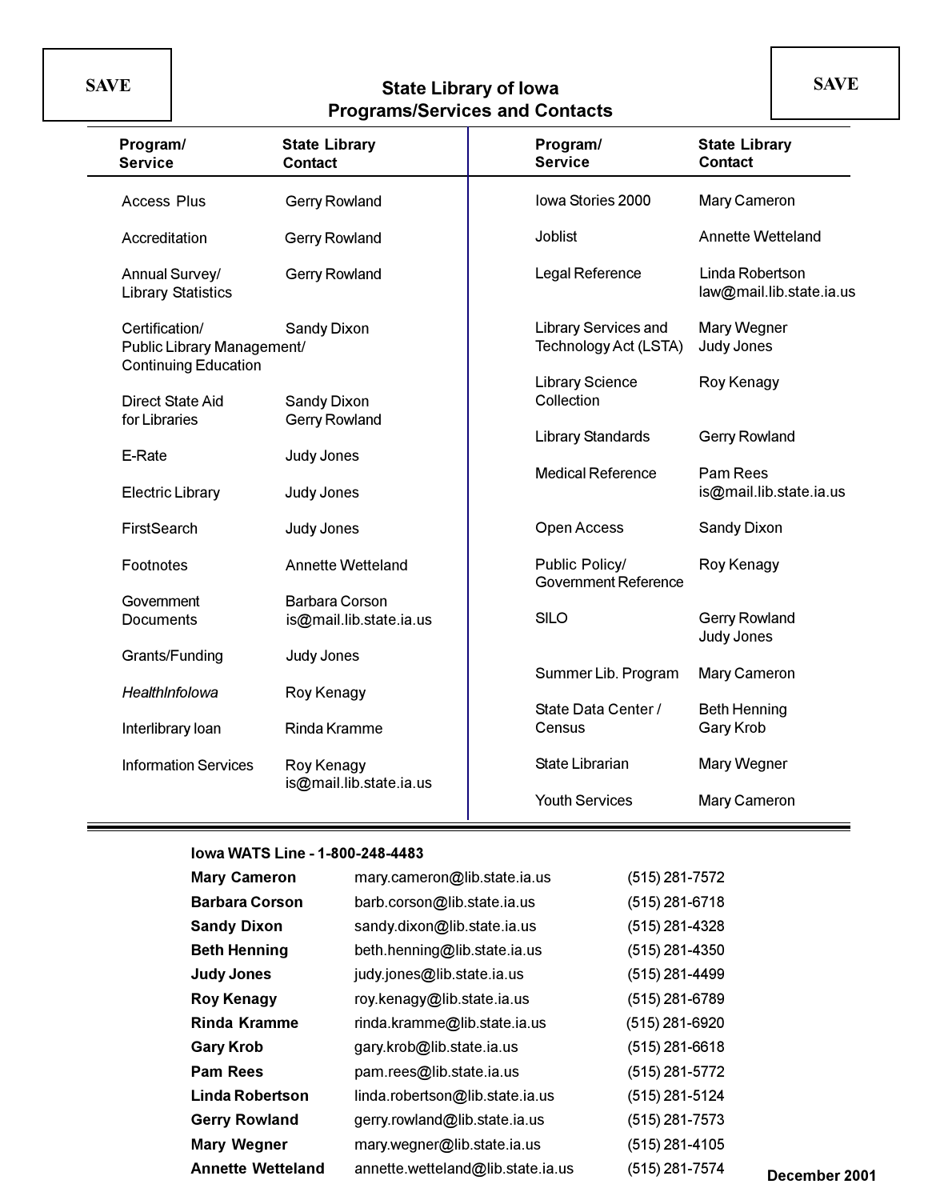SAVE

SAVE

# State Library of Iowa
## Programs/Services and Contacts

| Program/ Service | State Library Contact |
|---|---|
| Access Plus | Gerry Rowland |
| Accreditation | Gerry Rowland |
| Annual Survey/ Library Statistics | Gerry Rowland |
| Certification/ Public Library Management/ Continuing Education | Sandy Dixon |
| Direct State Aid for Libraries | Sandy Dixon, Gerry Rowland |
| E-Rate | Judy Jones |
| Electric Library | Judy Jones |
| FirstSearch | Judy Jones |
| Footnotes | Annette Wetteland |
| Government Documents | Barbara Corson, is@mail.lib.state.ia.us |
| Grants/Funding | Judy Jones |
| *HealthInfoIowa* | Roy Kenagy |
| Interlibrary loan | Rinda Kramme |
| Information Services | Roy Kenagy, is@mail.lib.state.ia.us |
| Iowa Stories 2000 | Mary Cameron |
| Joblist | Annette Wetteland |
| Legal Reference | Linda Robertson, law@mail.lib.state.ia.us |
| Library Services and Technology Act (LSTA) | Mary Wegner, Judy Jones |
| Library Science Collection | Roy Kenagy |
| Library Standards | Gerry Rowland |
| Medical Reference | Pam Rees, is@mail.lib.state.ia.us |
| Open Access | Sandy Dixon |
| Public Policy/ Government Reference | Roy Kenagy |
| SILO | Gerry Rowland, Judy Jones |
| Summer Lib. Program | Mary Cameron |
| State Data Center / Census | Beth Henning, Gary Krob |
| State Librarian | Mary Wegner |
| Youth Services | Mary Cameron |

**Iowa WATS Line - 1-800-248-4483**

| | | |
|---|---|---|
| **Mary Cameron** | mary.cameron@lib.state.ia.us | (515) 281-7572 |
| **Barbara Corson** | barb.corson@lib.state.ia.us | (515) 281-6718 |
| **Sandy Dixon** | sandy.dixon@lib.state.ia.us | (515) 281-4328 |
| **Beth Henning** | beth.henning@lib.state.ia.us | (515) 281-4350 |
| **Judy Jones** | judy.jones@lib.state.ia.us | (515) 281-4499 |
| **Roy Kenagy** | roy.kenagy@lib.state.ia.us | (515) 281-6789 |
| **Rinda Kramme** | rinda.kramme@lib.state.ia.us | (515) 281-6920 |
| **Gary Krob** | gary.krob@lib.state.ia.us | (515) 281-6618 |
| **Pam Rees** | pam.rees@lib.state.ia.us | (515) 281-5772 |
| **Linda Robertson** | linda.robertson@lib.state.ia.us | (515) 281-5124 |
| **Gerry Rowland** | gerry.rowland@lib.state.ia.us | (515) 281-7573 |
| **Mary Wegner** | mary.wegner@lib.state.ia.us | (515) 281-4105 |
| **Annette Wetteland** | annette.wetteland@lib.state.ia.us | (515) 281-7574 |

**December 2001**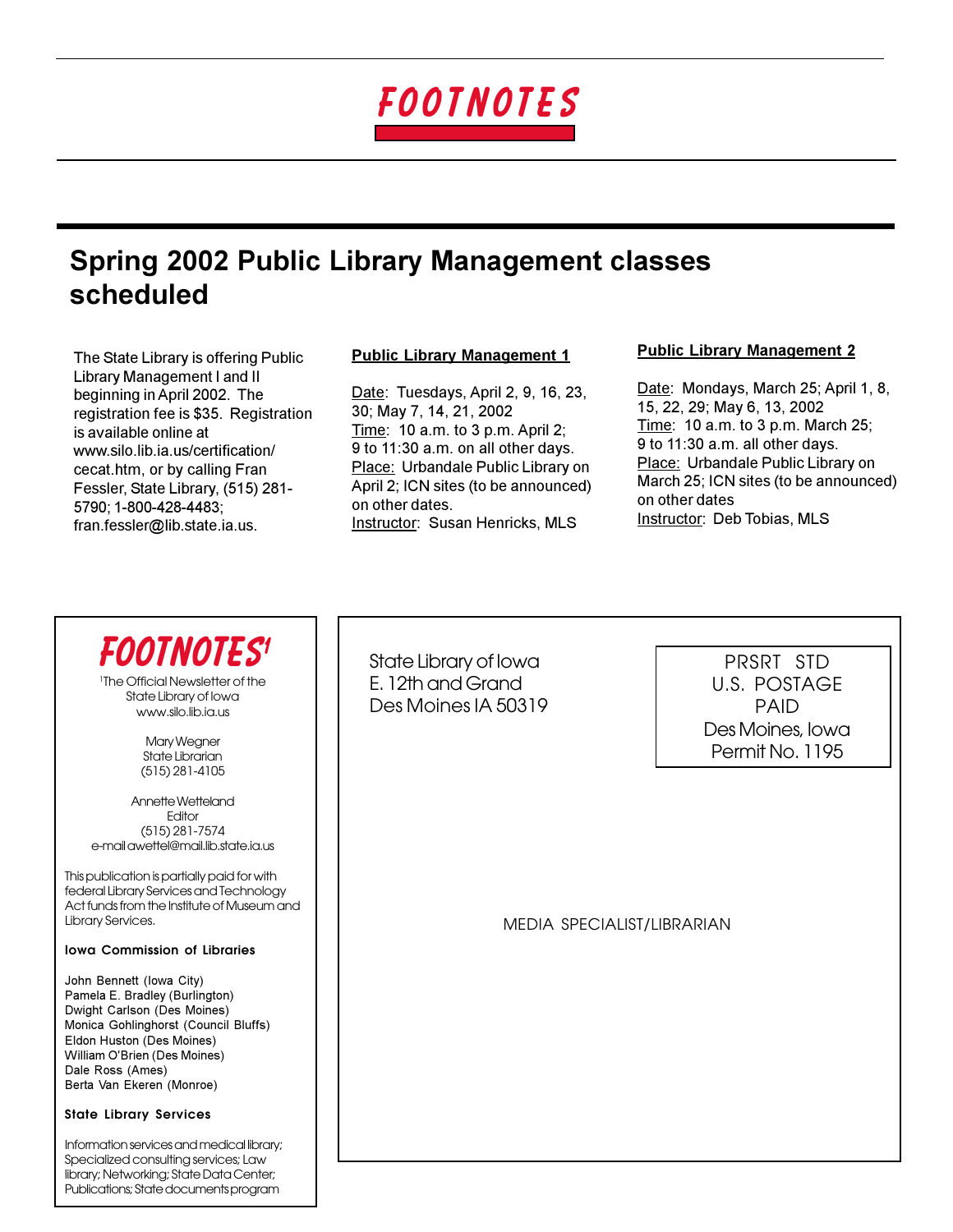# FOOTNOTES

## Spring 2002 Public Library Management classes scheduled

The State Library is offering Public Library Management I and II beginning in April 2002. The registration fee is $35. Registration is available online at www.silo.lib.ia.us/certification/cecat.htm, or by calling Fran Fessler, State Library, (515) 281-5790; 1-800-428-4483; fran.fessler@lib.state.ia.us.

**Public Library Management 1**

Date: Tuesdays, April 2, 9, 16, 23, 30; May 7, 14, 21, 2002
Time: 10 a.m. to 3 p.m. April 2; 9 to 11:30 a.m. on all other days.
Place: Urbandale Public Library on April 2; ICN sites (to be announced) on other dates.
Instructor: Susan Henricks, MLS

**Public Library Management 2**

Date: Mondays, March 25; April 1, 8, 15, 22, 29; May 6, 13, 2002
Time: 10 a.m. to 3 p.m. March 25; 9 to 11:30 a.m. all other days.
Place: Urbandale Public Library on March 25; ICN sites (to be announced) on other dates
Instructor: Deb Tobias, MLS

---

**FOOTNOTES[1]**

[1]The Official Newsletter of the State Library of Iowa
www.silo.lib.ia.us

Mary Wegner
State Librarian
(515) 281-4105

Annette Wetteland
Editor
(515) 281-7574
e-mail awettel@mail.lib.state.ia.us

This publication is partially paid for with federal Library Services and Technology Act funds from the Institute of Museum and Library Services.

**Iowa Commission of Libraries**

John Bennett (Iowa City)
Pamela E. Bradley (Burlington)
Dwight Carlson (Des Moines)
Monica Gohlinghorst (Council Bluffs)
Eldon Huston (Des Moines)
William O'Brien (Des Moines)
Dale Ross (Ames)
Berta Van Ekeren (Monroe)

**State Library Services**

Information services and medical library; Specialized consulting services; Law library; Networking; State Data Center; Publications; State documents program

---

State Library of Iowa
E. 12th and Grand
Des Moines IA 50319

PRSRT STD
U.S. POSTAGE
PAID
Des Moines, Iowa
Permit No. 1195

MEDIA SPECIALIST/LIBRARIAN